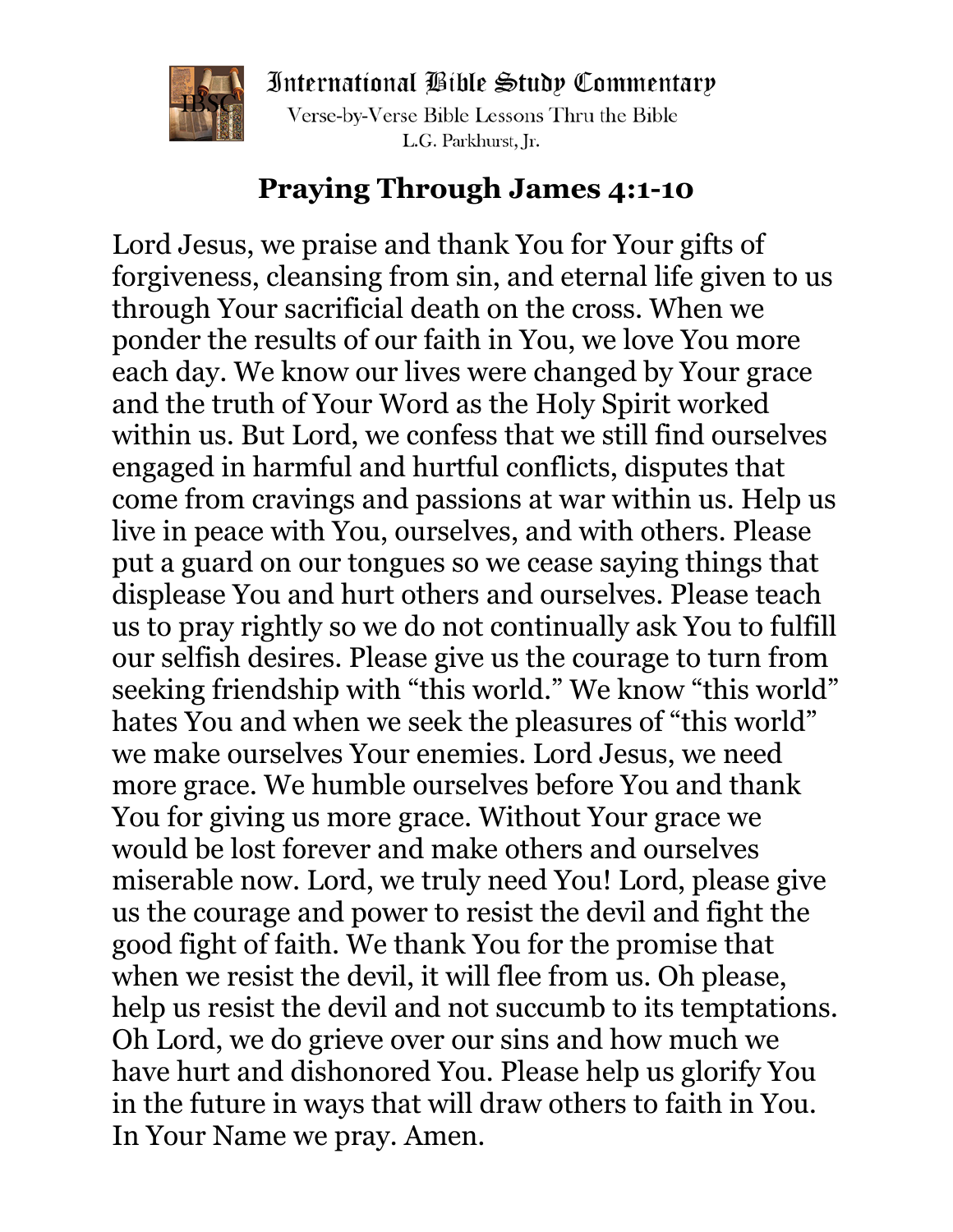International Bible Study Commentary

Verse-by-Verse Bible Lessons Thru the Bible

L.G. Parkhurst, Jr.

# Praying Through James 4:1-10

Lord Jesus, we praise and thank You for Your gifts of forgiveness, cleansing from sin, and eternal life given to us through Your sacrificial death on the cross. When we ponder the results of our faith in You, we love You more each day. We know our lives were changed by Your grace and the truth of Your Word as the Holy Spirit worked within us. But Lord, we confess that we still find ourselves engaged in harmful and hurtful conflicts, disputes that come from cravings and passions at war within us. Help us live in peace with You, ourselves, and with others. Please put a guard on our tongues so we cease saying things that displease You and hurt others and ourselves. Please teach us to pray rightly so we do not continually ask You to fulfill our selfish desires. Please give us the courage to turn from seeking friendship with "this world." We know "this world" hates You and when we seek the pleasures of "this world" we make ourselves Your enemies. Lord Jesus, we need more grace. We humble ourselves before You and thank You for giving us more grace. Without Your grace we would be lost forever and make others and ourselves miserable now. Lord, we truly need You! Lord, please give us the courage and power to resist the devil and fight the good fight of faith. We thank You for the promise that when we resist the devil, it will flee from us. Oh please, help us resist the devil and not succumb to its temptations. Oh Lord, we do grieve over our sins and how much we have hurt and dishonored You. Please help us glorify You in the future in ways that will draw others to faith in You. In Your Name we pray. Amen.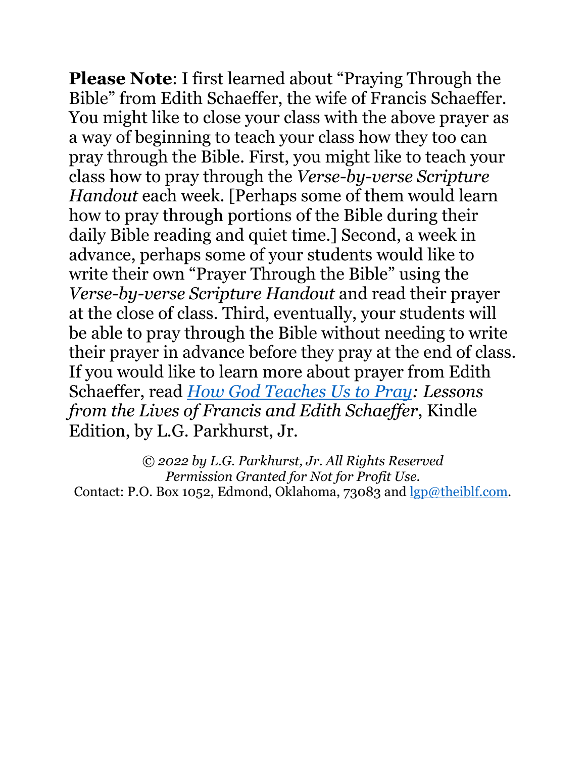**Please Note**: I first learned about "Praying Through the Bible" from Edith Schaeffer, the wife of Francis Schaeffer. You might like to close your class with the above prayer as a way of beginning to teach your class how they too can pray through the Bible. First, you might like to teach your class how to pray through the *Verse-by-verse Scripture Handout* each week. [Perhaps some of them would learn how to pray through portions of the Bible during their daily Bible reading and quiet time.] Second, a week in advance, perhaps some of your students would like to write their own "Prayer Through the Bible" using the *Verse-by-verse Scripture Handout* and read their prayer at the close of class. Third, eventually, your students will be able to pray through the Bible without needing to write their prayer in advance before they pray at the end of class. If you would like to learn more about prayer from Edith Schaeffer, read *How God Teaches Us to Pray: Lessons from the Lives of Francis and Edith Schaeffer*, Kindle Edition, by L.G. Parkhurst, Jr.

*© 2022 by L.G. Parkhurst, Jr. All Rights Reserved*
*Permission Granted for Not for Profit Use.*
Contact: P.O. Box 1052, Edmond, Oklahoma, 73083 and lgp@theiblf.com.